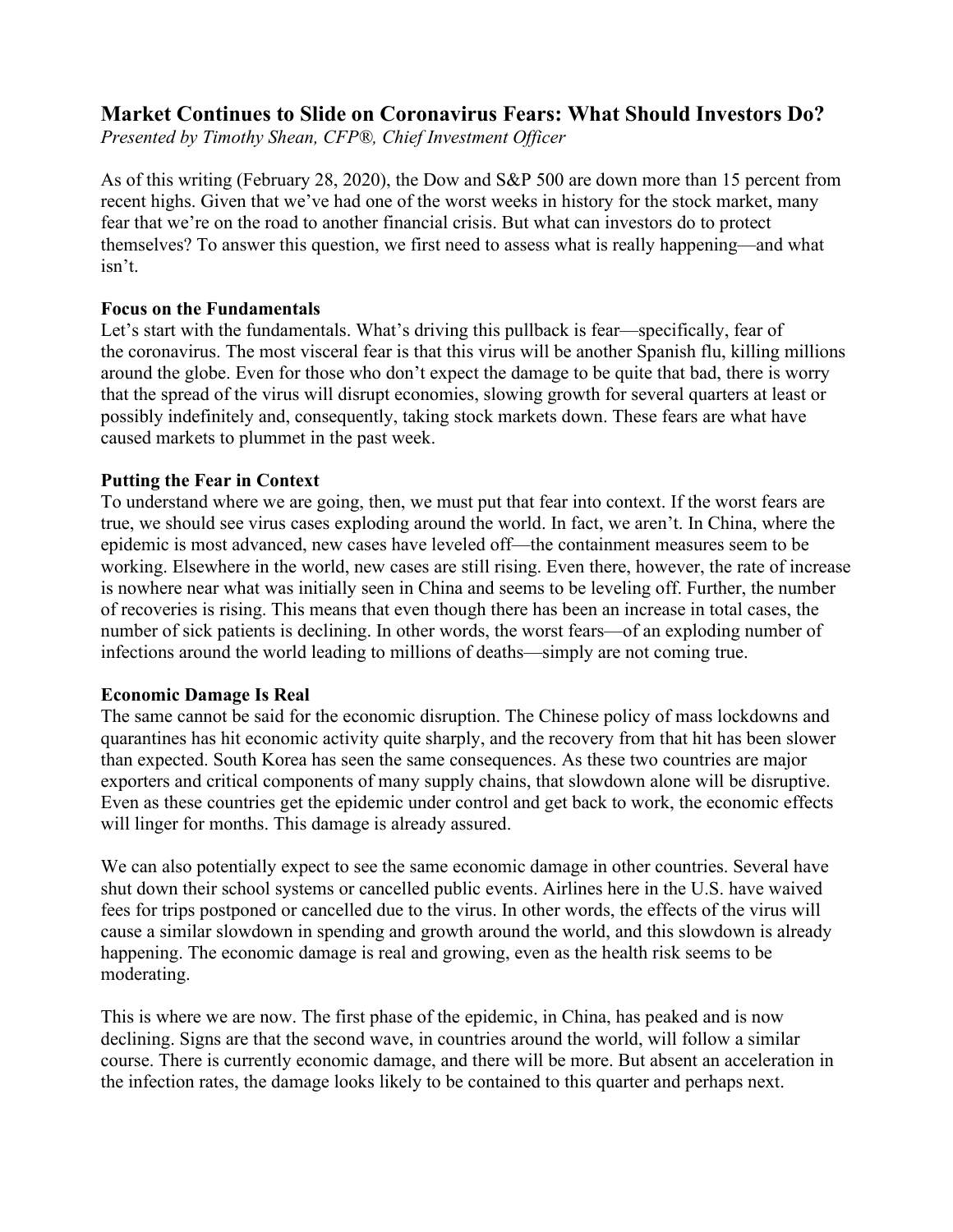# Market Continues to Slide on Coronavirus Fears: What Should Investors Do?

*Presented by Timothy Shean, CFP®, Chief Investment Officer*

As of this writing (February 28, 2020), the Dow and S&P 500 are down more than 15 percent from recent highs. Given that we've had one of the worst weeks in history for the stock market, many fear that we're on the road to another financial crisis. But what can investors do to protect themselves? To answer this question, we first need to assess what is really happening—and what isn't.

### Focus on the Fundamentals

Let's start with the fundamentals. What's driving this pullback is fear—specifically, fear of the coronavirus. The most visceral fear is that this virus will be another Spanish flu, killing millions around the globe. Even for those who don't expect the damage to be quite that bad, there is worry that the spread of the virus will disrupt economies, slowing growth for several quarters at least or possibly indefinitely and, consequently, taking stock markets down. These fears are what have caused markets to plummet in the past week.

### Putting the Fear in Context

To understand where we are going, then, we must put that fear into context. If the worst fears are true, we should see virus cases exploding around the world. In fact, we aren't. In China, where the epidemic is most advanced, new cases have leveled off—the containment measures seem to be working. Elsewhere in the world, new cases are still rising. Even there, however, the rate of increase is nowhere near what was initially seen in China and seems to be leveling off. Further, the number of recoveries is rising. This means that even though there has been an increase in total cases, the number of sick patients is declining. In other words, the worst fears—of an exploding number of infections around the world leading to millions of deaths—simply are not coming true.

### Economic Damage Is Real

The same cannot be said for the economic disruption. The Chinese policy of mass lockdowns and quarantines has hit economic activity quite sharply, and the recovery from that hit has been slower than expected. South Korea has seen the same consequences. As these two countries are major exporters and critical components of many supply chains, that slowdown alone will be disruptive. Even as these countries get the epidemic under control and get back to work, the economic effects will linger for months. This damage is already assured.

We can also potentially expect to see the same economic damage in other countries. Several have shut down their school systems or cancelled public events. Airlines here in the U.S. have waived fees for trips postponed or cancelled due to the virus. In other words, the effects of the virus will cause a similar slowdown in spending and growth around the world, and this slowdown is already happening. The economic damage is real and growing, even as the health risk seems to be moderating.

This is where we are now. The first phase of the epidemic, in China, has peaked and is now declining. Signs are that the second wave, in countries around the world, will follow a similar course. There is currently economic damage, and there will be more. But absent an acceleration in the infection rates, the damage looks likely to be contained to this quarter and perhaps next.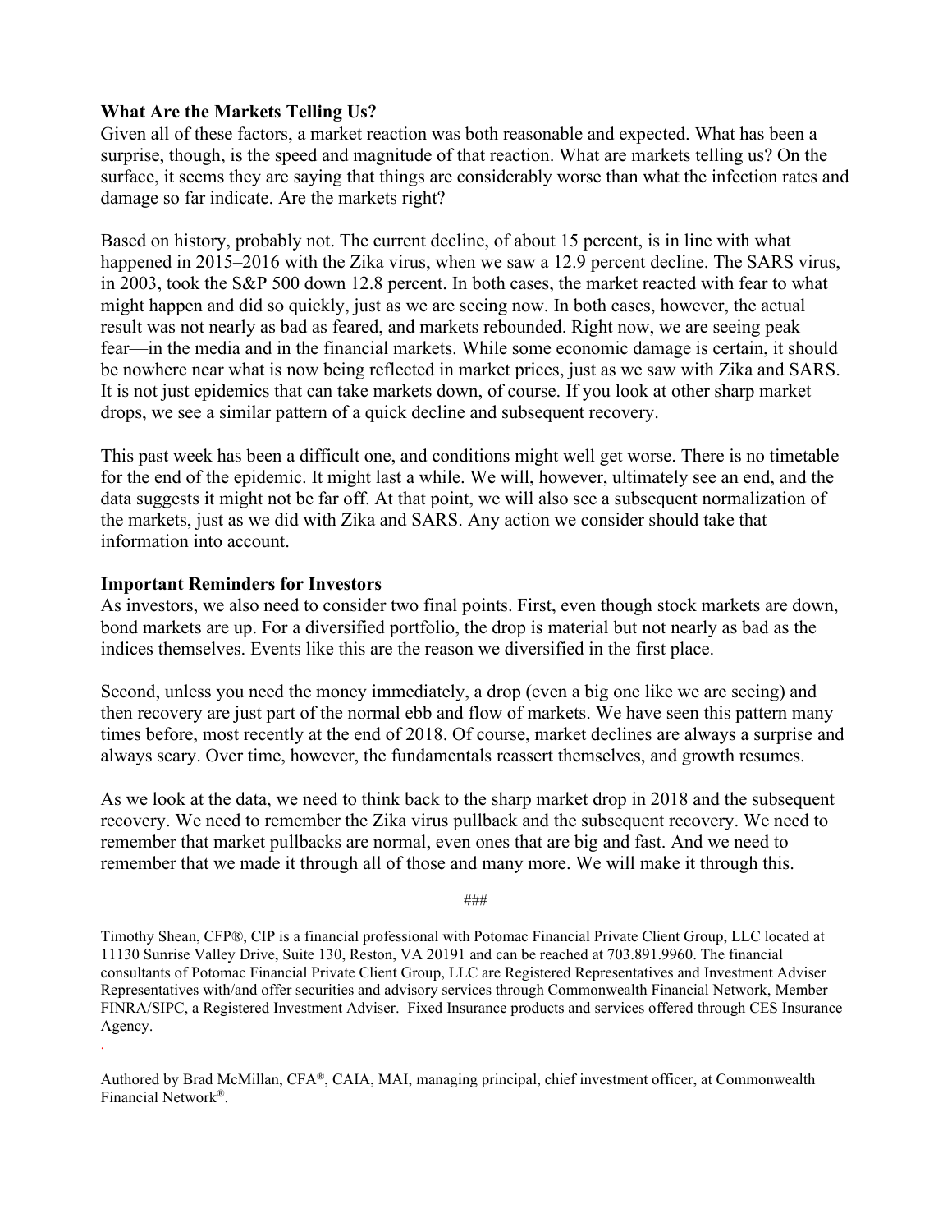## What Are the Markets Telling Us?

Given all of these factors, a market reaction was both reasonable and expected. What has been a surprise, though, is the speed and magnitude of that reaction. What are markets telling us? On the surface, it seems they are saying that things are considerably worse than what the infection rates and damage so far indicate. Are the markets right?

Based on history, probably not. The current decline, of about 15 percent, is in line with what happened in 2015–2016 with the Zika virus, when we saw a 12.9 percent decline. The SARS virus, in 2003, took the S&P 500 down 12.8 percent. In both cases, the market reacted with fear to what might happen and did so quickly, just as we are seeing now. In both cases, however, the actual result was not nearly as bad as feared, and markets rebounded. Right now, we are seeing peak fear—in the media and in the financial markets. While some economic damage is certain, it should be nowhere near what is now being reflected in market prices, just as we saw with Zika and SARS. It is not just epidemics that can take markets down, of course. If you look at other sharp market drops, we see a similar pattern of a quick decline and subsequent recovery.

This past week has been a difficult one, and conditions might well get worse. There is no timetable for the end of the epidemic. It might last a while. We will, however, ultimately see an end, and the data suggests it might not be far off. At that point, we will also see a subsequent normalization of the markets, just as we did with Zika and SARS. Any action we consider should take that information into account.

## Important Reminders for Investors

As investors, we also need to consider two final points. First, even though stock markets are down, bond markets are up. For a diversified portfolio, the drop is material but not nearly as bad as the indices themselves. Events like this are the reason we diversified in the first place.

Second, unless you need the money immediately, a drop (even a big one like we are seeing) and then recovery are just part of the normal ebb and flow of markets. We have seen this pattern many times before, most recently at the end of 2018. Of course, market declines are always a surprise and always scary. Over time, however, the fundamentals reassert themselves, and growth resumes.

As we look at the data, we need to think back to the sharp market drop in 2018 and the subsequent recovery. We need to remember the Zika virus pullback and the subsequent recovery. We need to remember that market pullbacks are normal, even ones that are big and fast. And we need to remember that we made it through all of those and many more. We will make it through this.

###

Timothy Shean, CFP®, CIP is a financial professional with Potomac Financial Private Client Group, LLC located at 11130 Sunrise Valley Drive, Suite 130, Reston, VA 20191 and can be reached at 703.891.9960. The financial consultants of Potomac Financial Private Client Group, LLC are Registered Representatives and Investment Adviser Representatives with/and offer securities and advisory services through Commonwealth Financial Network, Member FINRA/SIPC, a Registered Investment Adviser. Fixed Insurance products and services offered through CES Insurance Agency.

Authored by Brad McMillan, CFA®, CAIA, MAI, managing principal, chief investment officer, at Commonwealth Financial Network®.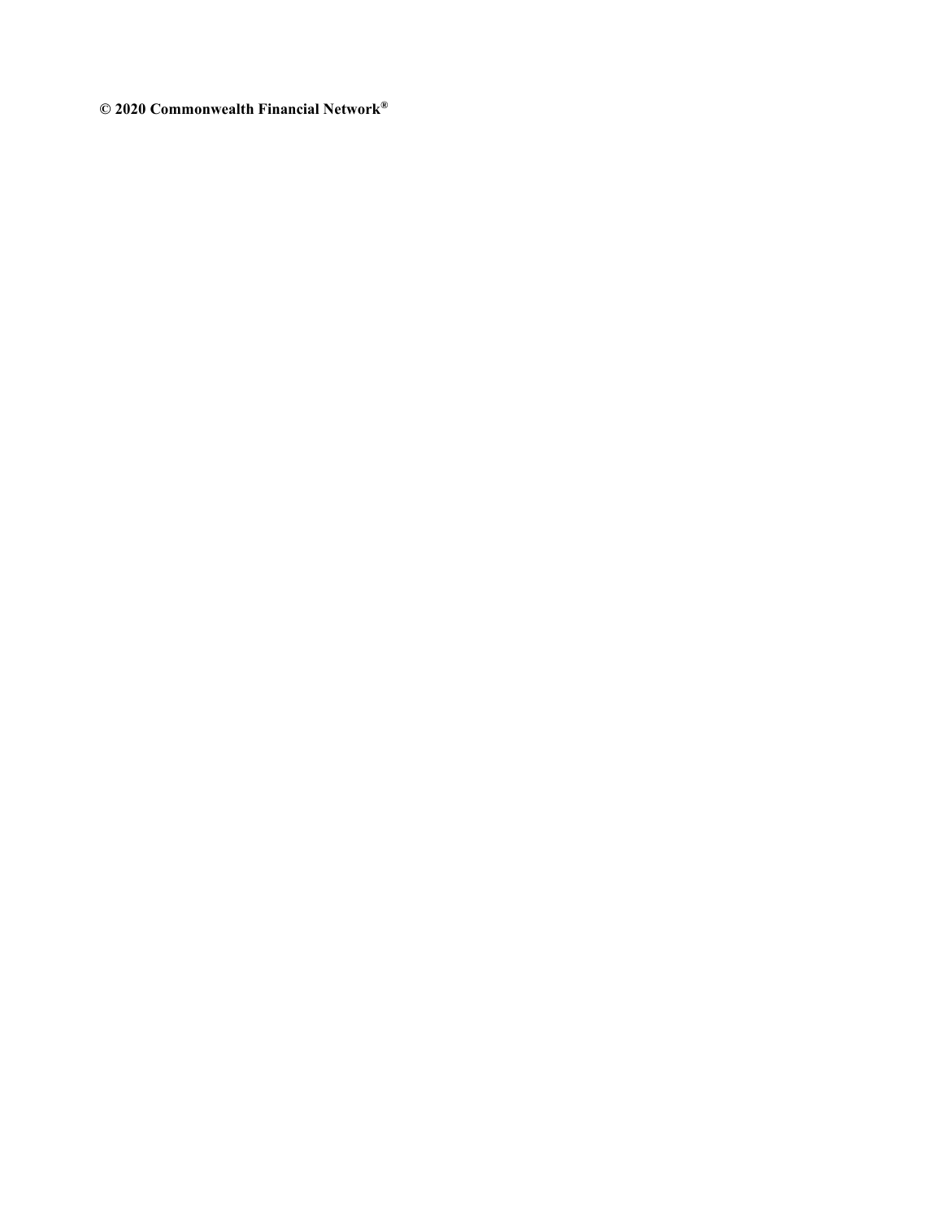**© 2020 Commonwealth Financial Network®**